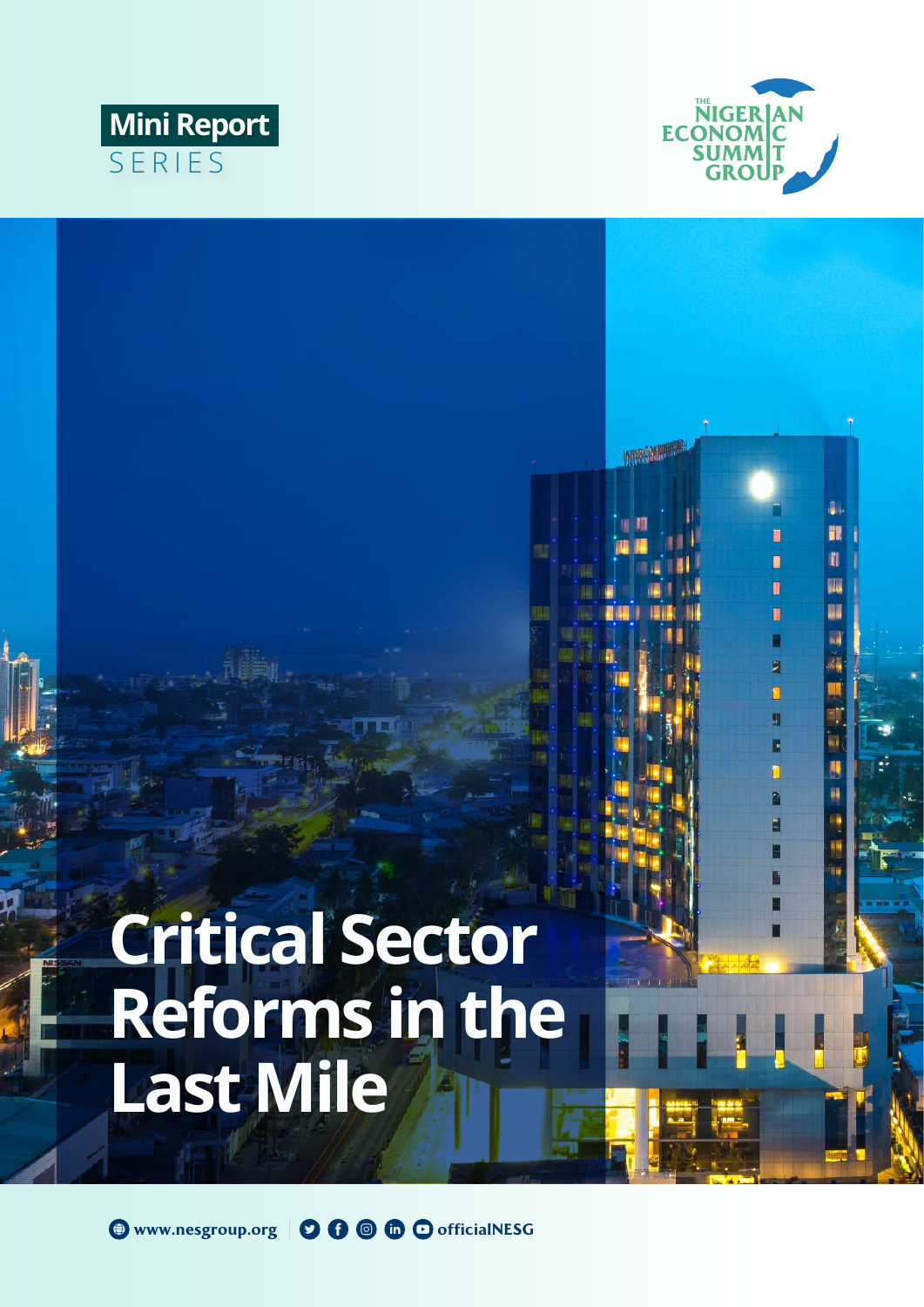Mini Report
SERIES

THE NIGERIAN ECONOMIC SUMMIT GROUP

# Critical Sector Reforms in the Last Mile

www.nesgroup.org | officialNESG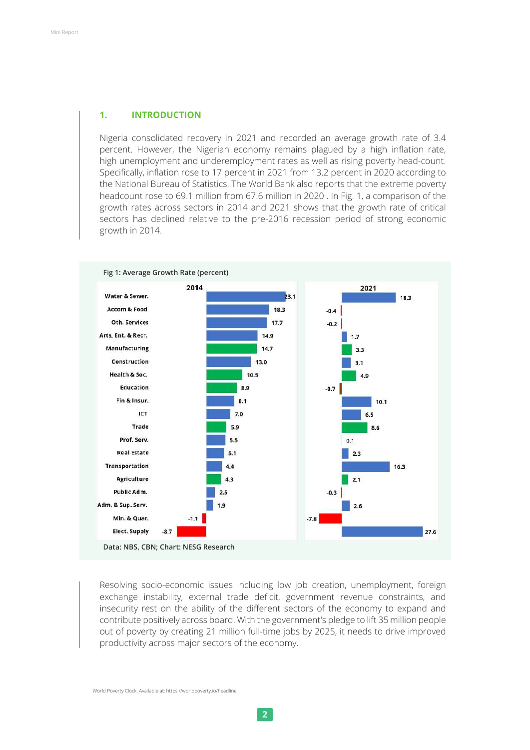## 1. INTRODUCTION

Nigeria consolidated recovery in 2021 and recorded an average growth rate of 3.4 percent. However, the Nigerian economy remains plagued by a high inflation rate, high unemployment and underemployment rates as well as rising poverty head-count. Specifically, inflation rose to 17 percent in 2021 from 13.2 percent in 2020 according to the National Bureau of Statistics. The World Bank also reports that the extreme poverty headcount rose to 69.1 million from 67.6 million in 2020 . In Fig. 1, a comparison of the growth rates across sectors in 2014 and 2021 shows that the growth rate of critical sectors has declined relative to the pre-2016 recession period of strong economic growth in 2014.

**Fig 1: Average Growth Rate (percent)**

| Sector | 2014 | 2021 |
| --- | --- | --- |
| Water & Sewer. | 23.1 | 18.3 |
| Accom & Food | 18.3 | -0.4 |
| Oth. Services | 17.7 | -0.2 |
| Arts, Ent. & Recr. | 14.9 | 1.7 |
| Manufacturing | 14.7 | 3.3 |
| Construction | 13.0 | 3.1 |
| Health & Soc. | 10.5 | 4.9 |
| Education | 8.9 | -0.7 |
| Fin & Insur. | 8.1 | 10.1 |
| ICT | 7.0 | 6.5 |
| Trade | 5.9 | 8.6 |
| Prof. Serv. | 5.5 | 0.1 |
| Real Estate | 5.1 | 2.3 |
| Transportation | 4.4 | 16.3 |
| Agriculture | 4.3 | 2.1 |
| Public Adm. | 2.5 | -0.3 |
| Adm. & Sup. Serv. | 1.9 | 2.6 |
| Min. & Quar. | -1.1 | -7.8 |
| Elect. Supply | -8.7 | 27.6 |

**Data: NBS, CBN; Chart: NESG Research**

Resolving socio-economic issues including low job creation, unemployment, foreign exchange instability, external trade deficit, government revenue constraints, and insecurity rest on the ability of the different sectors of the economy to expand and contribute positively across board. With the government's pledge to lift 35 million people out of poverty by creating 21 million full-time jobs by 2025, it needs to drive improved productivity across major sectors of the economy.

World Poverty Clock. Available at: https://worldpoverty.io/headline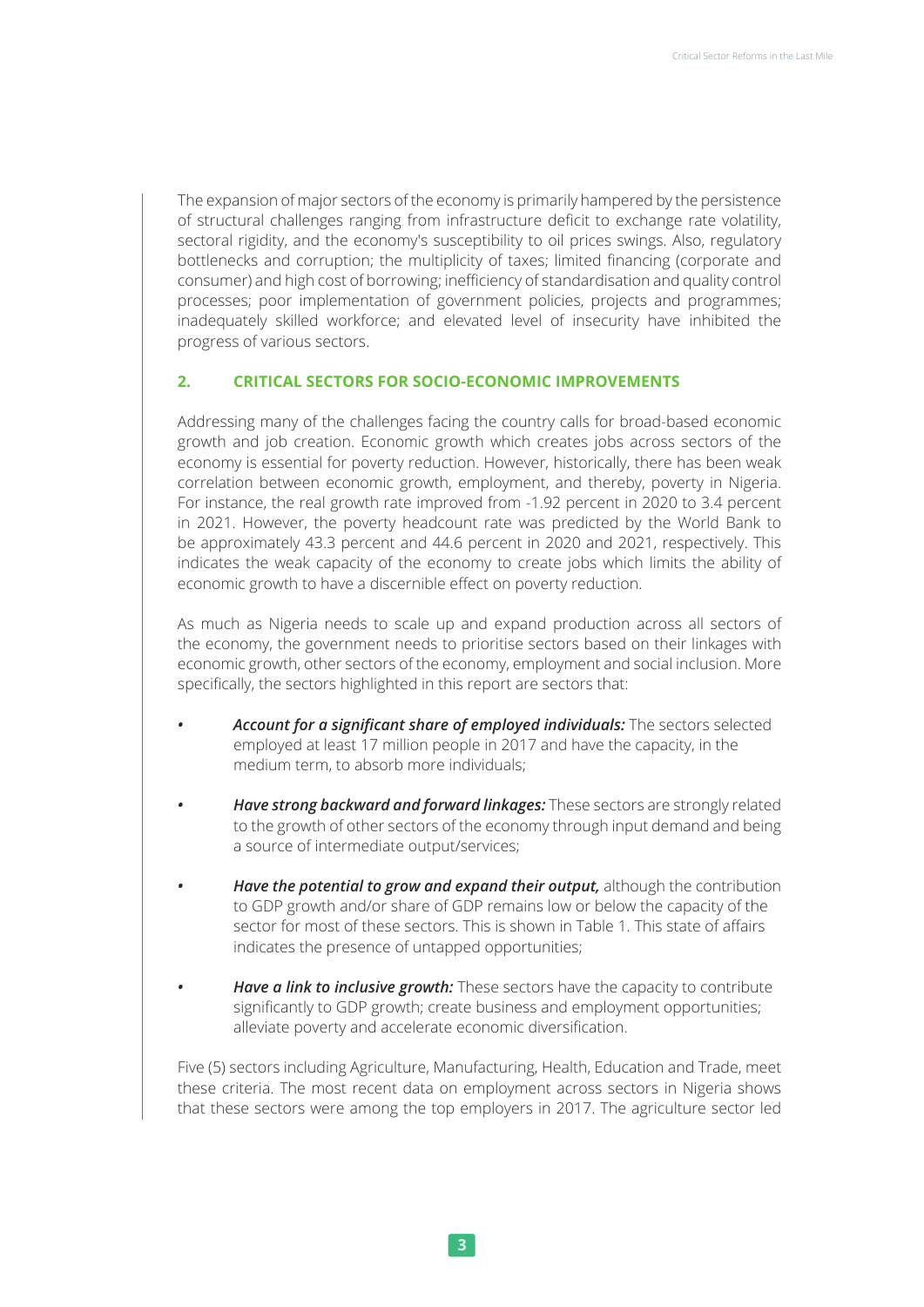The expansion of major sectors of the economy is primarily hampered by the persistence of structural challenges ranging from infrastructure deficit to exchange rate volatility, sectoral rigidity, and the economy's susceptibility to oil prices swings. Also, regulatory bottlenecks and corruption; the multiplicity of taxes; limited financing (corporate and consumer) and high cost of borrowing; inefficiency of standardisation and quality control processes; poor implementation of government policies, projects and programmes; inadequately skilled workforce; and elevated level of insecurity have inhibited the progress of various sectors.

## 2. CRITICAL SECTORS FOR SOCIO-ECONOMIC IMPROVEMENTS

Addressing many of the challenges facing the country calls for broad-based economic growth and job creation. Economic growth which creates jobs across sectors of the economy is essential for poverty reduction. However, historically, there has been weak correlation between economic growth, employment, and thereby, poverty in Nigeria. For instance, the real growth rate improved from -1.92 percent in 2020 to 3.4 percent in 2021. However, the poverty headcount rate was predicted by the World Bank to be approximately 43.3 percent and 44.6 percent in 2020 and 2021, respectively. This indicates the weak capacity of the economy to create jobs which limits the ability of economic growth to have a discernible effect on poverty reduction.

As much as Nigeria needs to scale up and expand production across all sectors of the economy, the government needs to prioritise sectors based on their linkages with economic growth, other sectors of the economy, employment and social inclusion. More specifically, the sectors highlighted in this report are sectors that:

- ***Account for a significant share of employed individuals:*** The sectors selected employed at least 17 million people in 2017 and have the capacity, in the medium term, to absorb more individuals;
- ***Have strong backward and forward linkages:*** These sectors are strongly related to the growth of other sectors of the economy through input demand and being a source of intermediate output/services;
- ***Have the potential to grow and expand their output,*** although the contribution to GDP growth and/or share of GDP remains low or below the capacity of the sector for most of these sectors. This is shown in Table 1. This state of affairs indicates the presence of untapped opportunities;
- ***Have a link to inclusive growth:*** These sectors have the capacity to contribute significantly to GDP growth; create business and employment opportunities; alleviate poverty and accelerate economic diversification.

Five (5) sectors including Agriculture, Manufacturing, Health, Education and Trade, meet these criteria. The most recent data on employment across sectors in Nigeria shows that these sectors were among the top employers in 2017. The agriculture sector led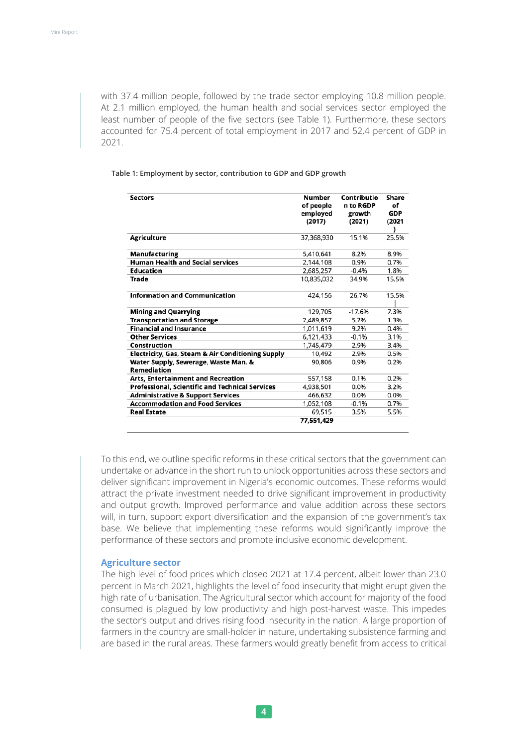with 37.4 million people, followed by the trade sector employing 10.8 million people. At 2.1 million employed, the human health and social services sector employed the least number of people of the five sectors (see Table 1). Furthermore, these sectors accounted for 75.4 percent of total employment in 2017 and 52.4 percent of GDP in 2021.

**Table 1: Employment by sector, contribution to GDP and GDP growth**

| Sectors | Number of people employed (2017) | Contribution to RGDP growth (2021) | Share of GDP (2021) |
|---|---|---|---|
| **Agriculture** | 37,368,930 | 15.1% | 25.5% |
| **Manufacturing** | 5,410,641 | 8.2% | 8.9% |
| **Human Health and Social services** | 2,144,108 | 0.9% | 0.7% |
| **Education** | 2,685,257 | -0.4% | 1.8% |
| **Trade** | 10,835,032 | 34.9% | 15.5% |
| **Information and Communication** | 424,156 | 26.7% | 15.5% |
| **Mining and Quarrying** | 129,705 | -17.6% | 7.3% |
| **Transportation and Storage** | 2,489,857 | 5.2% | 1.3% |
| **Financial and Insurance** | 1,011,619 | 9.2% | 0.4% |
| **Other Services** | 6,121,433 | -0.1% | 3.1% |
| **Construction** | 1,745,479 | 2.9% | 3.4% |
| **Electricity, Gas, Steam & Air Conditioning Supply** | 10,492 | 2.9% | 0.5% |
| **Water Supply, Sewerage, Waste Man. & Remediation** | 90,806 | 0.9% | 0.2% |
| **Arts, Entertainment and Recreation** | 557,158 | 0.1% | 0.2% |
| **Professional, Scientific and Technical Services** | 4,938,501 | 0.0% | 3.2% |
| **Administrative & Support Services** | 466,632 | 0.0% | 0.0% |
| **Accommodation and Food Services** | 1,052,108 | -0.1% | 0.7% |
| **Real Estate** | 69,515 | 3.5% | 5.5% |
| | **77,551,429** | | |

To this end, we outline specific reforms in these critical sectors that the government can undertake or advance in the short run to unlock opportunities across these sectors and deliver significant improvement in Nigeria's economic outcomes. These reforms would attract the private investment needed to drive significant improvement in productivity and output growth. Improved performance and value addition across these sectors will, in turn, support export diversification and the expansion of the government's tax base. We believe that implementing these reforms would significantly improve the performance of these sectors and promote inclusive economic development.

### Agriculture sector

The high level of food prices which closed 2021 at 17.4 percent, albeit lower than 23.0 percent in March 2021, highlights the level of food insecurity that might erupt given the high rate of urbanisation. The Agricultural sector which account for majority of the food consumed is plagued by low productivity and high post-harvest waste. This impedes the sector's output and drives rising food insecurity in the nation. A large proportion of farmers in the country are small-holder in nature, undertaking subsistence farming and are based in the rural areas. These farmers would greatly benefit from access to critical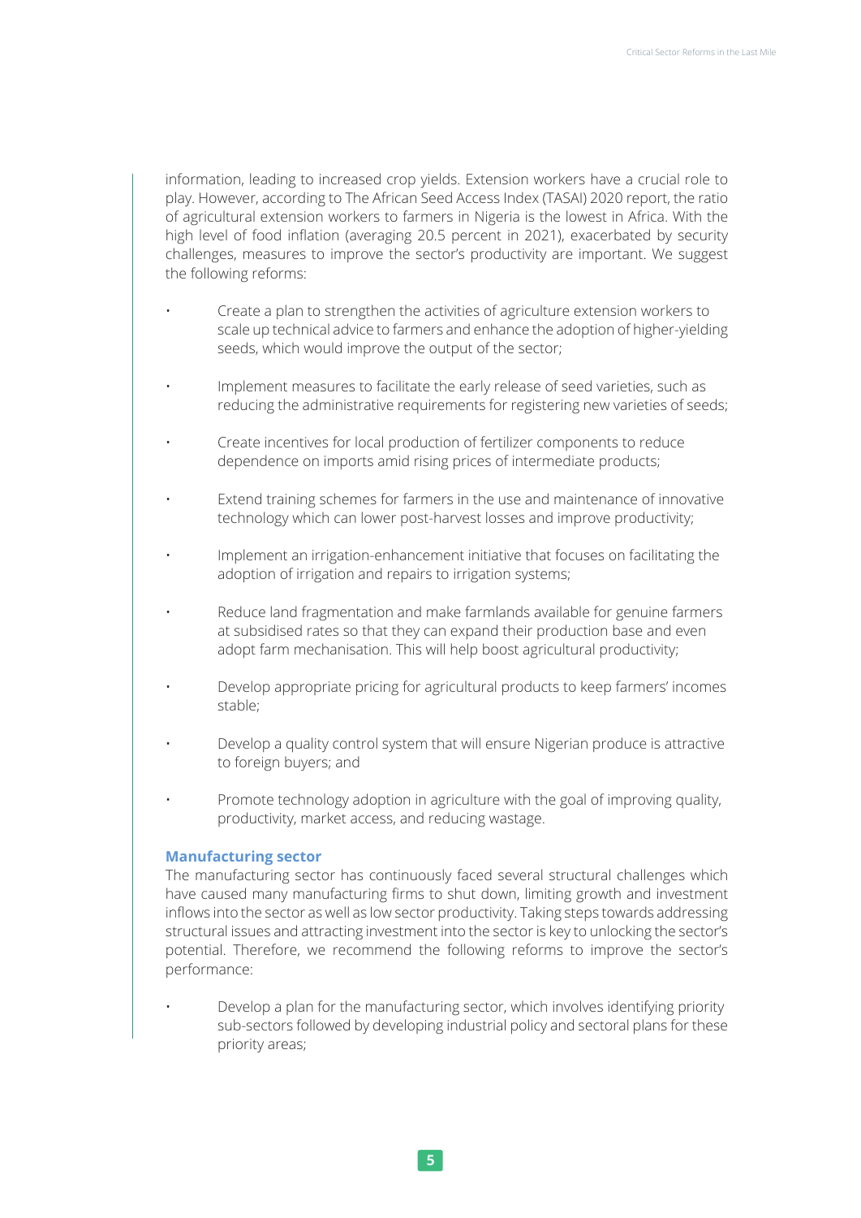information, leading to increased crop yields. Extension workers have a crucial role to play. However, according to The African Seed Access Index (TASAI) 2020 report, the ratio of agricultural extension workers to farmers in Nigeria is the lowest in Africa. With the high level of food inflation (averaging 20.5 percent in 2021), exacerbated by security challenges, measures to improve the sector's productivity are important. We suggest the following reforms:

- Create a plan to strengthen the activities of agriculture extension workers to scale up technical advice to farmers and enhance the adoption of higher-yielding seeds, which would improve the output of the sector;
- Implement measures to facilitate the early release of seed varieties, such as reducing the administrative requirements for registering new varieties of seeds;
- Create incentives for local production of fertilizer components to reduce dependence on imports amid rising prices of intermediate products;
- Extend training schemes for farmers in the use and maintenance of innovative technology which can lower post-harvest losses and improve productivity;
- Implement an irrigation-enhancement initiative that focuses on facilitating the adoption of irrigation and repairs to irrigation systems;
- Reduce land fragmentation and make farmlands available for genuine farmers at subsidised rates so that they can expand their production base and even adopt farm mechanisation. This will help boost agricultural productivity;
- Develop appropriate pricing for agricultural products to keep farmers' incomes stable;
- Develop a quality control system that will ensure Nigerian produce is attractive to foreign buyers; and
- Promote technology adoption in agriculture with the goal of improving quality, productivity, market access, and reducing wastage.

### Manufacturing sector

The manufacturing sector has continuously faced several structural challenges which have caused many manufacturing firms to shut down, limiting growth and investment inflows into the sector as well as low sector productivity. Taking steps towards addressing structural issues and attracting investment into the sector is key to unlocking the sector's potential. Therefore, we recommend the following reforms to improve the sector's performance:

- Develop a plan for the manufacturing sector, which involves identifying priority sub-sectors followed by developing industrial policy and sectoral plans for these priority areas;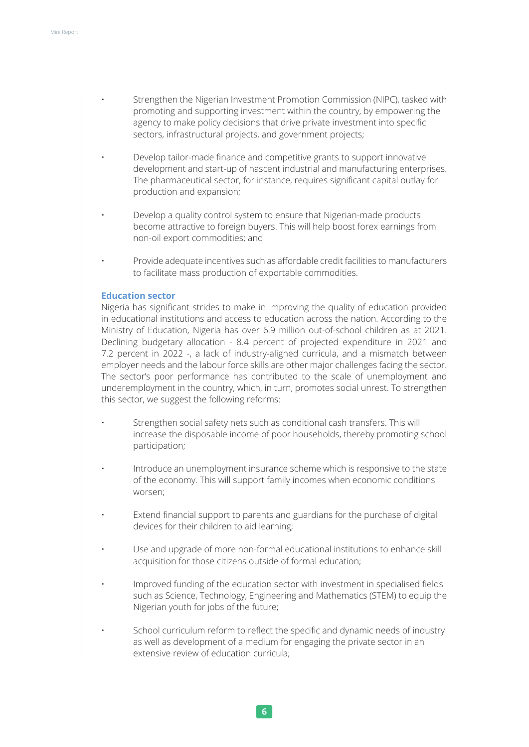- Strengthen the Nigerian Investment Promotion Commission (NIPC), tasked with promoting and supporting investment within the country, by empowering the agency to make policy decisions that drive private investment into specific sectors, infrastructural projects, and government projects;
- Develop tailor-made finance and competitive grants to support innovative development and start-up of nascent industrial and manufacturing enterprises. The pharmaceutical sector, for instance, requires significant capital outlay for production and expansion;
- Develop a quality control system to ensure that Nigerian-made products become attractive to foreign buyers. This will help boost forex earnings from non-oil export commodities; and
- Provide adequate incentives such as affordable credit facilities to manufacturers to facilitate mass production of exportable commodities.

**Education sector**

Nigeria has significant strides to make in improving the quality of education provided in educational institutions and access to education across the nation. According to the Ministry of Education, Nigeria has over 6.9 million out-of-school children as at 2021. Declining budgetary allocation - 8.4 percent of projected expenditure in 2021 and 7.2 percent in 2022 -, a lack of industry-aligned curricula, and a mismatch between employer needs and the labour force skills are other major challenges facing the sector. The sector's poor performance has contributed to the scale of unemployment and underemployment in the country, which, in turn, promotes social unrest. To strengthen this sector, we suggest the following reforms:

- Strengthen social safety nets such as conditional cash transfers. This will increase the disposable income of poor households, thereby promoting school participation;
- Introduce an unemployment insurance scheme which is responsive to the state of the economy. This will support family incomes when economic conditions worsen;
- Extend financial support to parents and guardians for the purchase of digital devices for their children to aid learning;
- Use and upgrade of more non-formal educational institutions to enhance skill acquisition for those citizens outside of formal education;
- Improved funding of the education sector with investment in specialised fields such as Science, Technology, Engineering and Mathematics (STEM) to equip the Nigerian youth for jobs of the future;
- School curriculum reform to reflect the specific and dynamic needs of industry as well as development of a medium for engaging the private sector in an extensive review of education curricula;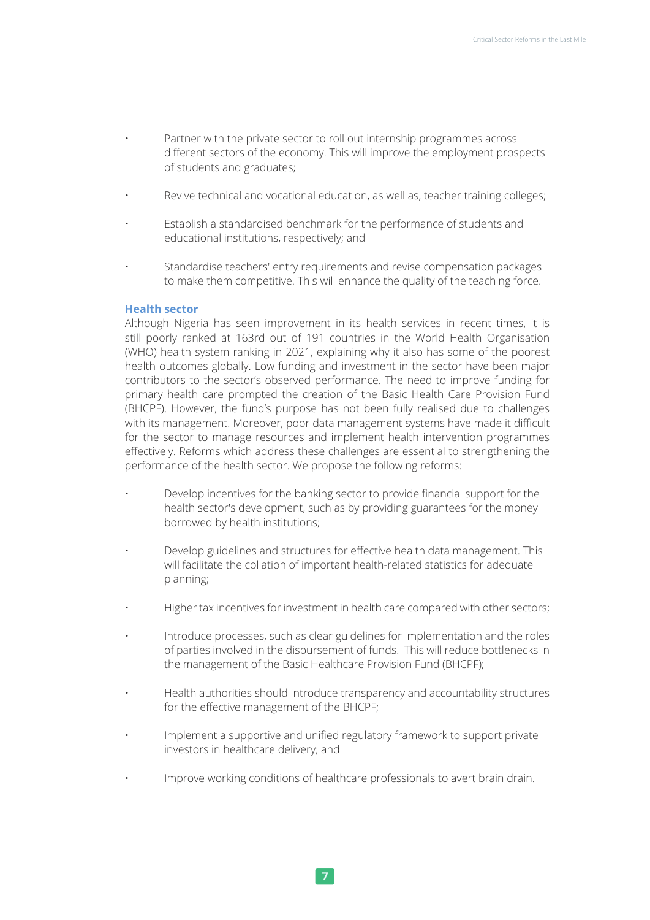- Partner with the private sector to roll out internship programmes across different sectors of the economy. This will improve the employment prospects of students and graduates;
- Revive technical and vocational education, as well as, teacher training colleges;
- Establish a standardised benchmark for the performance of students and educational institutions, respectively; and
- Standardise teachers' entry requirements and revise compensation packages to make them competitive. This will enhance the quality of the teaching force.

### Health sector

Although Nigeria has seen improvement in its health services in recent times, it is still poorly ranked at 163rd out of 191 countries in the World Health Organisation (WHO) health system ranking in 2021, explaining why it also has some of the poorest health outcomes globally. Low funding and investment in the sector have been major contributors to the sector's observed performance. The need to improve funding for primary health care prompted the creation of the Basic Health Care Provision Fund (BHCPF). However, the fund's purpose has not been fully realised due to challenges with its management. Moreover, poor data management systems have made it difficult for the sector to manage resources and implement health intervention programmes effectively. Reforms which address these challenges are essential to strengthening the performance of the health sector. We propose the following reforms:

- Develop incentives for the banking sector to provide financial support for the health sector's development, such as by providing guarantees for the money borrowed by health institutions;
- Develop guidelines and structures for effective health data management. This will facilitate the collation of important health-related statistics for adequate planning;
- Higher tax incentives for investment in health care compared with other sectors;
- Introduce processes, such as clear guidelines for implementation and the roles of parties involved in the disbursement of funds. This will reduce bottlenecks in the management of the Basic Healthcare Provision Fund (BHCPF);
- Health authorities should introduce transparency and accountability structures for the effective management of the BHCPF;
- Implement a supportive and unified regulatory framework to support private investors in healthcare delivery; and
- Improve working conditions of healthcare professionals to avert brain drain.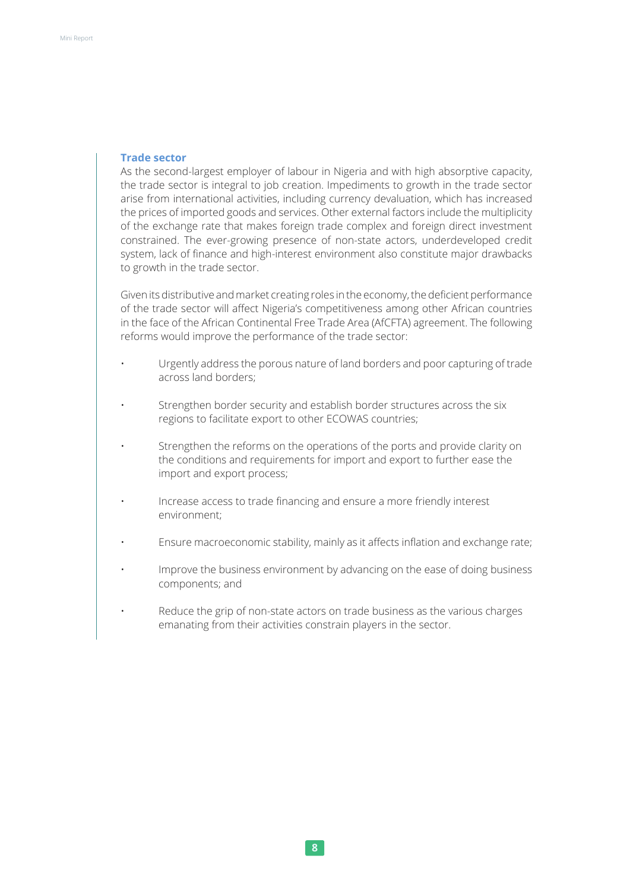## Trade sector

As the second-largest employer of labour in Nigeria and with high absorptive capacity, the trade sector is integral to job creation. Impediments to growth in the trade sector arise from international activities, including currency devaluation, which has increased the prices of imported goods and services. Other external factors include the multiplicity of the exchange rate that makes foreign trade complex and foreign direct investment constrained. The ever-growing presence of non-state actors, underdeveloped credit system, lack of finance and high-interest environment also constitute major drawbacks to growth in the trade sector.

Given its distributive and market creating roles in the economy, the deficient performance of the trade sector will affect Nigeria's competitiveness among other African countries in the face of the African Continental Free Trade Area (AfCFTA) agreement. The following reforms would improve the performance of the trade sector:

- Urgently address the porous nature of land borders and poor capturing of trade across land borders;
- Strengthen border security and establish border structures across the six regions to facilitate export to other ECOWAS countries;
- Strengthen the reforms on the operations of the ports and provide clarity on the conditions and requirements for import and export to further ease the import and export process;
- Increase access to trade financing and ensure a more friendly interest environment;
- Ensure macroeconomic stability, mainly as it affects inflation and exchange rate;
- Improve the business environment by advancing on the ease of doing business components; and
- Reduce the grip of non-state actors on trade business as the various charges emanating from their activities constrain players in the sector.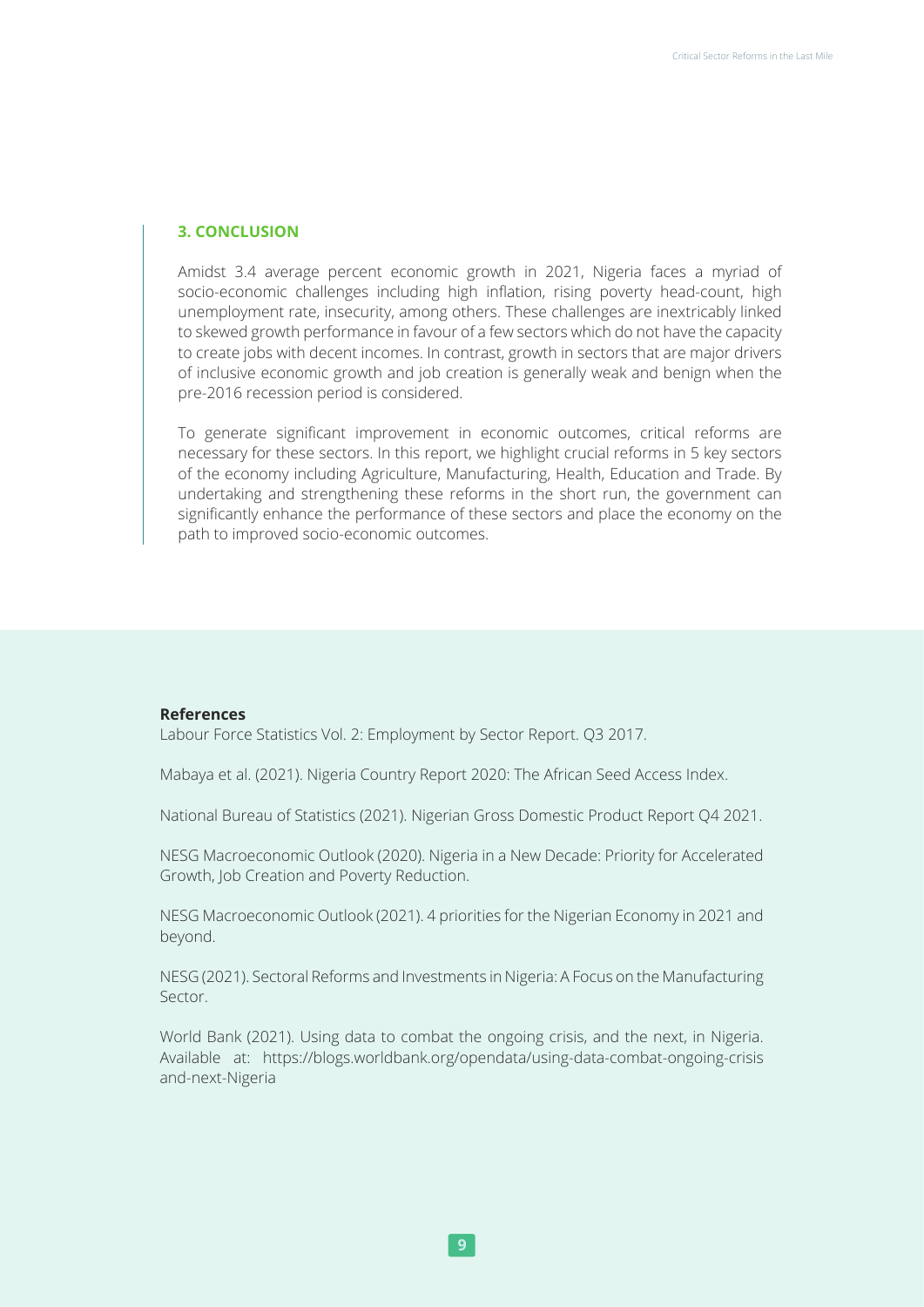## 3. CONCLUSION

Amidst 3.4 average percent economic growth in 2021, Nigeria faces a myriad of socio-economic challenges including high inflation, rising poverty head-count, high unemployment rate, insecurity, among others. These challenges are inextricably linked to skewed growth performance in favour of a few sectors which do not have the capacity to create jobs with decent incomes. In contrast, growth in sectors that are major drivers of inclusive economic growth and job creation is generally weak and benign when the pre-2016 recession period is considered.

To generate significant improvement in economic outcomes, critical reforms are necessary for these sectors. In this report, we highlight crucial reforms in 5 key sectors of the economy including Agriculture, Manufacturing, Health, Education and Trade. By undertaking and strengthening these reforms in the short run, the government can significantly enhance the performance of these sectors and place the economy on the path to improved socio-economic outcomes.

**References**

Labour Force Statistics Vol. 2: Employment by Sector Report. Q3 2017.

Mabaya et al. (2021). Nigeria Country Report 2020: The African Seed Access Index.

National Bureau of Statistics (2021). Nigerian Gross Domestic Product Report Q4 2021.

NESG Macroeconomic Outlook (2020). Nigeria in a New Decade: Priority for Accelerated Growth, Job Creation and Poverty Reduction.

NESG Macroeconomic Outlook (2021). 4 priorities for the Nigerian Economy in 2021 and beyond.

NESG (2021). Sectoral Reforms and Investments in Nigeria: A Focus on the Manufacturing Sector.

World Bank (2021). Using data to combat the ongoing crisis, and the next, in Nigeria. Available at: https://blogs.worldbank.org/opendata/using-data-combat-ongoing-crisis and-next-Nigeria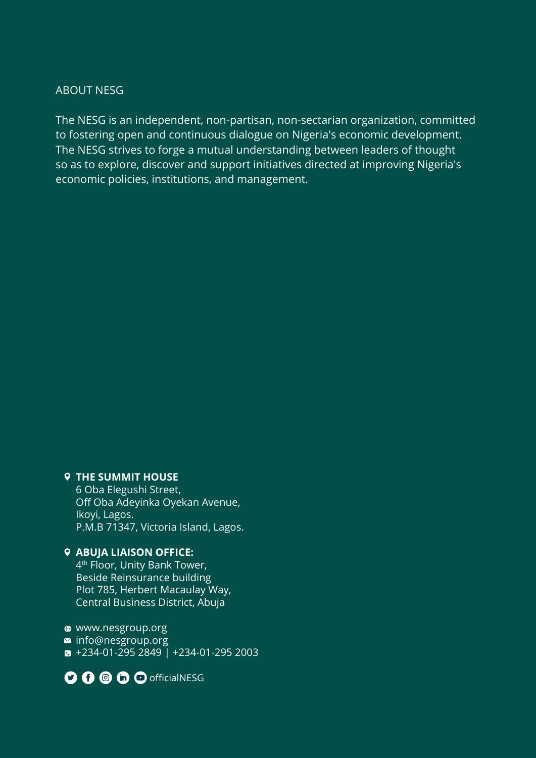## ABOUT NESG

The NESG is an independent, non-partisan, non-sectarian organization, committed to fostering open and continuous dialogue on Nigeria's economic development. The NESG strives to forge a mutual understanding between leaders of thought so as to explore, discover and support initiatives directed at improving Nigeria's economic policies, institutions, and management.

**THE SUMMIT HOUSE**
6 Oba Elegushi Street,
Off Oba Adeyinka Oyekan Avenue,
Ikoyi, Lagos.
P.M.B 71347, Victoria Island, Lagos.

**ABUJA LIAISON OFFICE:**
4th Floor, Unity Bank Tower,
Beside Reinsurance building
Plot 785, Herbert Macaulay Way,
Central Business District, Abuja

www.nesgroup.org
info@nesgroup.org
+234-01-295 2849 | +234-01-295 2003

officialNESG